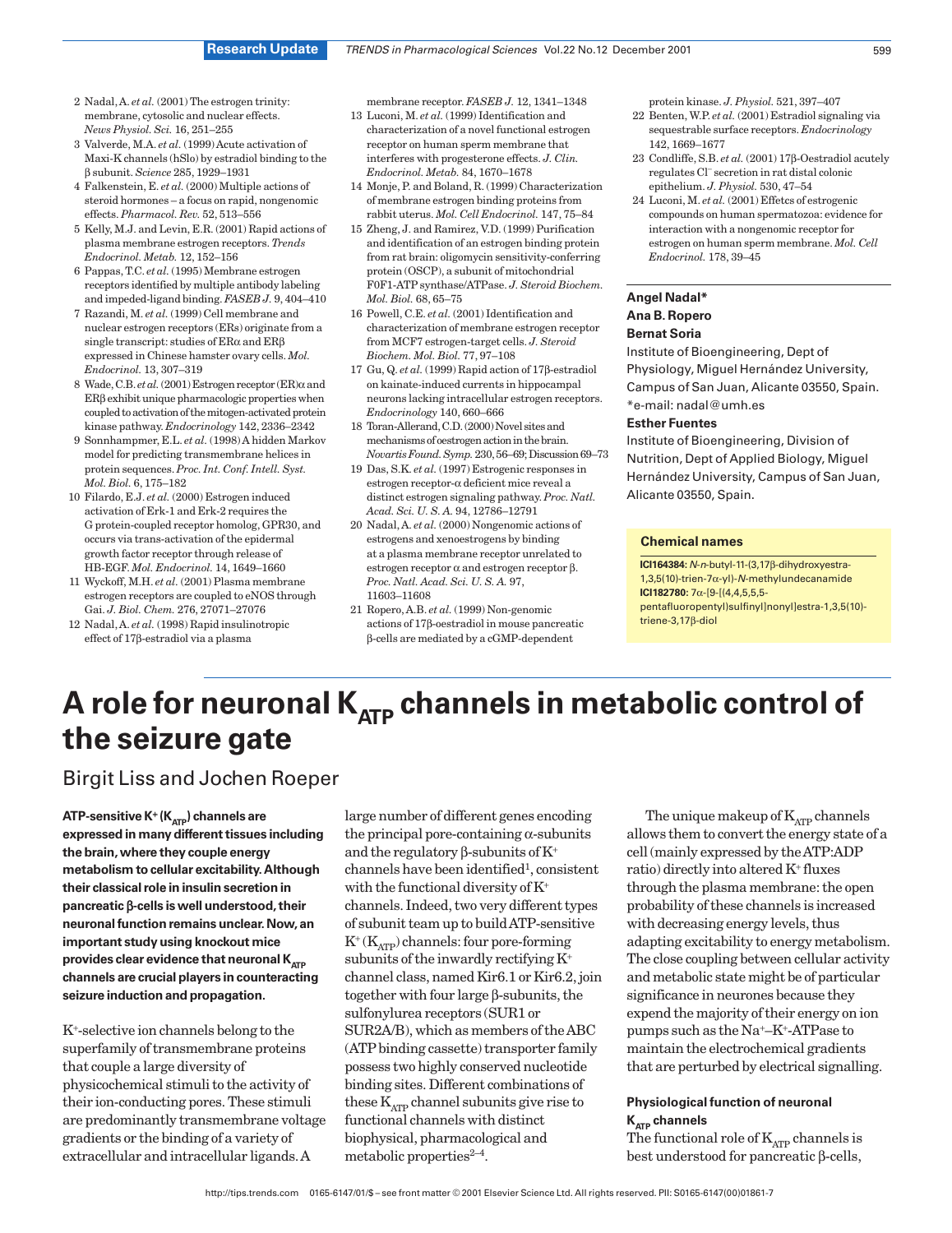2 Nadal, A. *et al.* (2001) The estrogen trinity: membrane, cytosolic and nuclear effects. *News Physiol. Sci.* 16, 251–255

3 Valverde, M.A. *et al.* (1999) Acute activation of Maxi-K channels (hSlo) by estradiol binding to the β subunit. *Science* 285, 1929–1931

4 Falkenstein, E. *et al.* (2000) Multiple actions of steroid hormones – a focus on rapid, nongenomic effects. *Pharmacol. Rev.* 52, 513–556

5 Kelly, M.J. and Levin, E.R. (2001) Rapid actions of plasma membrane estrogen receptors. *Trends Endocrinol. Metab.* 12, 152–156

6 Pappas, T.C. *et al.* (1995) Membrane estrogen receptors identified by multiple antibody labeling and impeded-ligand binding. *FASEB J.* 9, 404–410

7 Razandi, M. *et al.* (1999) Cell membrane and nuclear estrogen receptors (ERs) originate from a single transcript: studies of ERα and ERβ expressed in Chinese hamster ovary cells. *Mol. Endocrinol.* 13, 307–319

8 Wade, C.B. *et al.* (2001) Estrogen receptor (ER)α and ERβ exhibit unique pharmacologic properties when coupled to activation of the mitogen-activated protein kinase pathway. *Endocrinology* 142, 2336–2342

9 Sonnhammer, E.L. *et al.* (1998) A hidden Markov model for predicting transmembrane helices in protein sequences. *Proc. Int. Conf. Intell. Syst. Mol. Biol.* 6, 175–182

10 Filardo, E.J. *et al.* (2000) Estrogen induced activation of Erk-1 and Erk-2 requires the G protein-coupled receptor homolog, GPR30, and occurs via trans-activation of the epidermal growth factor receptor through release of HB-EGF. *Mol. Endocrinol.* 14, 1649–1660

11 Wyckoff, M.H. *et al.* (2001) Plasma membrane estrogen receptors are coupled to eNOS through Gai. *J. Biol. Chem.* 276, 27071–27076

12 Nadal, A. *et al.* (1998) Rapid insulinotropic effect of 17β-estradiol via a plasma membrane receptor. *FASEB J.* 12, 1341–1348

13 Luconi, M. *et al.* (1999) Identification and characterization of a novel functional estrogen receptor on human sperm membrane that interferes with progesterone effects. *J. Clin. Endocrinol. Metab.* 84, 1670–1678

14 Monje, P. and Boland, R. (1999) Characterization of membrane estrogen binding proteins from rabbit uterus. *Mol. Cell Endocrinol.* 147, 75–84

15 Zheng, J. and Ramirez, V.D. (1999) Purification and identification of an estrogen binding protein from rat brain: oligomycin sensitivity-conferring protein (OSCP), a subunit of mitochondrial F0F1-ATP synthase/ATPase. *J. Steroid Biochem. Mol. Biol.* 68, 65–75

16 Powell, C.E. *et al.* (2001) Identification and characterization of membrane estrogen receptor from MCF7 estrogen-target cells. *J. Steroid Biochem. Mol. Biol.* 77, 97–108

17 Gu, Q. *et al.* (1999) Rapid action of 17β-estradiol on kainate-induced currents in hippocampal neurons lacking intracellular estrogen receptors. *Endocrinology* 140, 660–666

18 Toran-Allerand, C.D. (2000) Novel sites and mechanisms of oestrogen action in the brain. *Novartis Found. Symp.* 230, 56–69; Discussion 69–73

19 Das, S.K. *et al.* (1997) Estrogenic responses in estrogen receptor-α deficient mice reveal a distinct estrogen signaling pathway. *Proc. Natl. Acad. Sci. U. S. A.* 94, 12786–12791

20 Nadal, A. *et al.* (2000) Nongenomic actions of estrogens and xenoestrogens by binding at a plasma membrane receptor unrelated to estrogen receptor α and estrogen receptor β. *Proc. Natl. Acad. Sci. U. S. A.* 97, 11603–11608

21 Ropero, A.B. *et al.* (1999) Non-genomic actions of 17β-oestradiol in mouse pancreatic β-cells are mediated by a cGMP-dependent protein kinase. *J. Physiol.* 521, 397–407

22 Benten, W.P. *et al.* (2001) Estradiol signaling via sequestrable surface receptors. *Endocrinology* 142, 1669–1677

23 Condliffe, S.B. *et al.* (2001) 17β-Oestradiol acutely regulates $Cl^-$ secretion in rat distal colonic epithelium. *J. Physiol.* 530, 47–54

24 Luconi, M. *et al.* (2001) Effetcs of estrogenic compounds on human spermatozoa: evidence for interaction with a nongenomic receptor for estrogen on human sperm membrane. *Mol. Cell Endocrinol.* 178, 39–45

**Angel Nadal\***
**Ana B. Ropero**
**Bernat Soria**
Institute of Bioengineering, Dept of Physiology, Miguel Hernández University, Campus of San Juan, Alicante 03550, Spain.
\*e-mail: nadal@umh.es

**Esther Fuentes**
Institute of Bioengineering, Division of Nutrition, Dept of Applied Biology, Miguel Hernández University, Campus of San Juan, Alicante 03550, Spain.

**Chemical names**

**ICI164384:** *N*-*n*-butyl-11-(3,17β-dihydroxyestra-1,3,5(10)-trien-7α-yl)-*N*-methylundecanamide
**ICI182780:** 7α-[9-[(4,4,5,5,5-pentafluoropentyl)sulfinyl]nonyl]estra-1,3,5(10)-triene-3,17β-diol

# A role for neuronal $K_{ATP}$ channels in metabolic control of the seizure gate

Birgit Liss and Jochen Roeper

**ATP-sensitive $K^+$ ($K_{ATP}$) channels are expressed in many different tissues including the brain, where they couple energy metabolism to cellular excitability. Although their classical role in insulin secretion in pancreatic β-cells is well understood, their neuronal function remains unclear. Now, an important study using knockout mice provides clear evidence that neuronal $K_{ATP}$ channels are crucial players in counteracting seizure induction and propagation.**

$K^+$-selective ion channels belong to the superfamily of transmembrane proteins that couple a large diversity of physicochemical stimuli to the activity of their ion-conducting pores. These stimuli are predominantly transmembrane voltage gradients or the binding of a variety of extracellular and intracellular ligands. A large number of different genes encoding the principal pore-containing α-subunits and the regulatory β-subunits of $K^+$ channels have been identified[1], consistent with the functional diversity of $K^+$ channels. Indeed, two very different types of subunit team up to build ATP-sensitive $K^+$ ($K_{ATP}$) channels: four pore-forming subunits of the inwardly rectifying $K^+$ channel class, named Kir6.1 or Kir6.2, join together with four large β-subunits, the sulfonylurea receptors (SUR1 or SUR2A/B), which as members of the ABC (ATP binding cassette) transporter family possess two highly conserved nucleotide binding sites. Different combinations of these $K_{ATP}$ channel subunits give rise to functional channels with distinct biophysical, pharmacological and metabolic properties[2–4].

The unique makeup of $K_{ATP}$ channels allows them to convert the energy state of a cell (mainly expressed by the ATP:ADP ratio) directly into altered $K^+$ fluxes through the plasma membrane: the open probability of these channels is increased with decreasing energy levels, thus adapting excitability to energy metabolism. The close coupling between cellular activity and metabolic state might be of particular significance in neurones because they expend the majority of their energy on ion pumps such as the $Na^+$–$K^+$-ATPase to maintain the electrochemical gradients that are perturbed by electrical signalling.

### Physiological function of neuronal $K_{ATP}$ channels

The functional role of $K_{ATP}$ channels is best understood for pancreatic β-cells,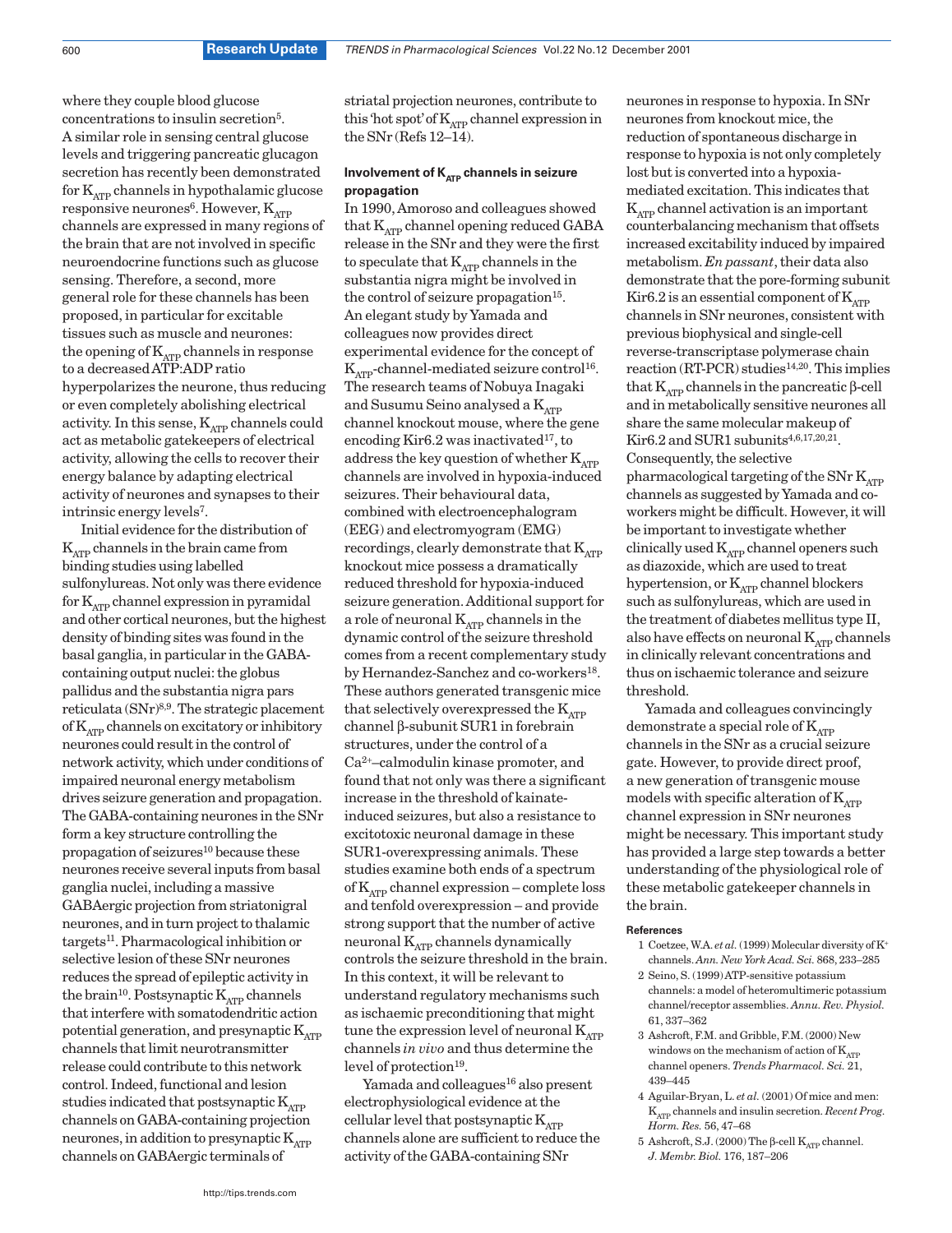where they couple blood glucose concentrations to insulin secretion[5]. A similar role in sensing central glucose levels and triggering pancreatic glucagon secretion has recently been demonstrated for $K_{ATP}$ channels in hypothalamic glucose responsive neurones[6]. However, $K_{ATP}$ channels are expressed in many regions of the brain that are not involved in specific neuroendocrine functions such as glucose sensing. Therefore, a second, more general role for these channels has been proposed, in particular for excitable tissues such as muscle and neurones: the opening of $K_{ATP}$ channels in response to a decreased ATP:ADP ratio hyperpolarizes the neurone, thus reducing or even completely abolishing electrical activity. In this sense, $K_{ATP}$ channels could act as metabolic gatekeepers of electrical activity, allowing the cells to recover their energy balance by adapting electrical activity of neurones and synapses to their intrinsic energy levels[7].

Initial evidence for the distribution of $K_{ATP}$ channels in the brain came from binding studies using labelled sulfonylureas. Not only was there evidence for $K_{ATP}$ channel expression in pyramidal and other cortical neurones, but the highest density of binding sites was found in the basal ganglia, in particular in the GABA-containing output nuclei: the globus pallidus and the substantia nigra pars reticulata (SNr)[8,9]. The strategic placement of $K_{ATP}$ channels on excitatory or inhibitory neurones could result in the control of network activity, which under conditions of impaired neuronal energy metabolism drives seizure generation and propagation. The GABA-containing neurones in the SNr form a key structure controlling the propagation of seizures[10] because these neurones receive several inputs from basal ganglia nuclei, including a massive GABAergic projection from striatonigral neurones, and in turn project to thalamic targets[11]. Pharmacological inhibition or selective lesion of these SNr neurones reduces the spread of epileptic activity in the brain[10]. Postsynaptic $K_{ATP}$ channels that interfere with somatodendritic action potential generation, and presynaptic $K_{ATP}$ channels that limit neurotransmitter release could contribute to this network control. Indeed, functional and lesion studies indicated that postsynaptic $K_{ATP}$ channels on GABA-containing projection neurones, in addition to presynaptic $K_{ATP}$ channels on GABAergic terminals of striatal projection neurones, contribute to this 'hot spot' of $K_{ATP}$ channel expression in the SNr (Refs 12–14).

### Involvement of $K_{ATP}$ channels in seizure propagation

In 1990, Amoroso and colleagues showed that $K_{ATP}$ channel opening reduced GABA release in the SNr and they were the first to speculate that $K_{ATP}$ channels in the substantia nigra might be involved in the control of seizure propagation[15]. An elegant study by Yamada and colleagues now provides direct experimental evidence for the concept of $K_{ATP}$-channel-mediated seizure control[16]. The research teams of Nobuya Inagaki and Susumu Seino analysed a $K_{ATP}$ channel knockout mouse, where the gene encoding Kir6.2 was inactivated[17], to address the key question of whether $K_{ATP}$ channels are involved in hypoxia-induced seizures. Their behavioural data, combined with electroencephalogram (EEG) and electromyogram (EMG) recordings, clearly demonstrate that $K_{ATP}$ knockout mice possess a dramatically reduced threshold for hypoxia-induced seizure generation. Additional support for a role of neuronal $K_{ATP}$ channels in the dynamic control of the seizure threshold comes from a recent complementary study by Hernandez-Sanchez and co-workers[18]. These authors generated transgenic mice that selectively overexpressed the $K_{ATP}$ channel β-subunit SUR1 in forebrain structures, under the control of a $Ca^{2+}$–calmodulin kinase promoter, and found that not only was there a significant increase in the threshold of kainate-induced seizures, but also a resistance to excitotoxic neuronal damage in these SUR1-overexpressing animals. These studies examine both ends of a spectrum of $K_{ATP}$ channel expression – complete loss and tenfold overexpression – and provide strong support that the number of active neuronal $K_{ATP}$ channels dynamically controls the seizure threshold in the brain. In this context, it will be relevant to understand regulatory mechanisms such as ischaemic preconditioning that might tune the expression level of neuronal $K_{ATP}$ channels *in vivo* and thus determine the level of protection[19].

Yamada and colleagues[16] also present electrophysiological evidence at the cellular level that postsynaptic $K_{ATP}$ channels alone are sufficient to reduce the activity of the GABA-containing SNr neurones in response to hypoxia. In SNr neurones from knockout mice, the reduction of spontaneous discharge in response to hypoxia is not only completely lost but is converted into a hypoxia-mediated excitation. This indicates that $K_{ATP}$ channel activation is an important counterbalancing mechanism that offsets increased excitability induced by impaired metabolism. *En passant*, their data also demonstrate that the pore-forming subunit Kir6.2 is an essential component of $K_{ATP}$ channels in SNr neurones, consistent with previous biophysical and single-cell reverse-transcriptase polymerase chain reaction (RT-PCR) studies[14,20]. This implies that $K_{ATP}$ channels in the pancreatic β-cell and in metabolically sensitive neurones all share the same molecular makeup of Kir6.2 and SUR1 subunits[4,6,17,20,21]. Consequently, the selective pharmacological targeting of the SNr $K_{ATP}$ channels as suggested by Yamada and co-workers might be difficult. However, it will be important to investigate whether clinically used $K_{ATP}$ channel openers such as diazoxide, which are used to treat hypertension, or $K_{ATP}$ channel blockers such as sulfonylureas, which are used in the treatment of diabetes mellitus type II, also have effects on neuronal $K_{ATP}$ channels in clinically relevant concentrations and thus on ischaemic tolerance and seizure threshold.

Yamada and colleagues convincingly demonstrate a special role of $K_{ATP}$ channels in the SNr as a crucial seizure gate. However, to provide direct proof, a new generation of transgenic mouse models with specific alteration of $K_{ATP}$ channel expression in SNr neurones might be necessary. This important study has provided a large step towards a better understanding of the physiological role of these metabolic gatekeeper channels in the brain.

#### References

1 Coetzee, W.A. *et al.* (1999) Molecular diversity of $K^+$ channels. *Ann. New York Acad. Sci.* 868, 233–285

2 Seino, S. (1999) ATP-sensitive potassium channels: a model of heteromultimeric potassium channel/receptor assemblies. *Annu. Rev. Physiol.* 61, 337–362

3 Ashcroft, F.M. and Gribble, F.M. (2000) New windows on the mechanism of action of $K_{ATP}$ channel openers. *Trends Pharmacol. Sci.* 21, 439–445

4 Aguilar-Bryan, L. *et al.* (2001) Of mice and men: $K_{ATP}$ channels and insulin secretion. *Recent Prog. Horm. Res.* 56, 47–68

5 Ashcroft, S.J. (2000) The β-cell $K_{ATP}$ channel. *J. Membr. Biol.* 176, 187–206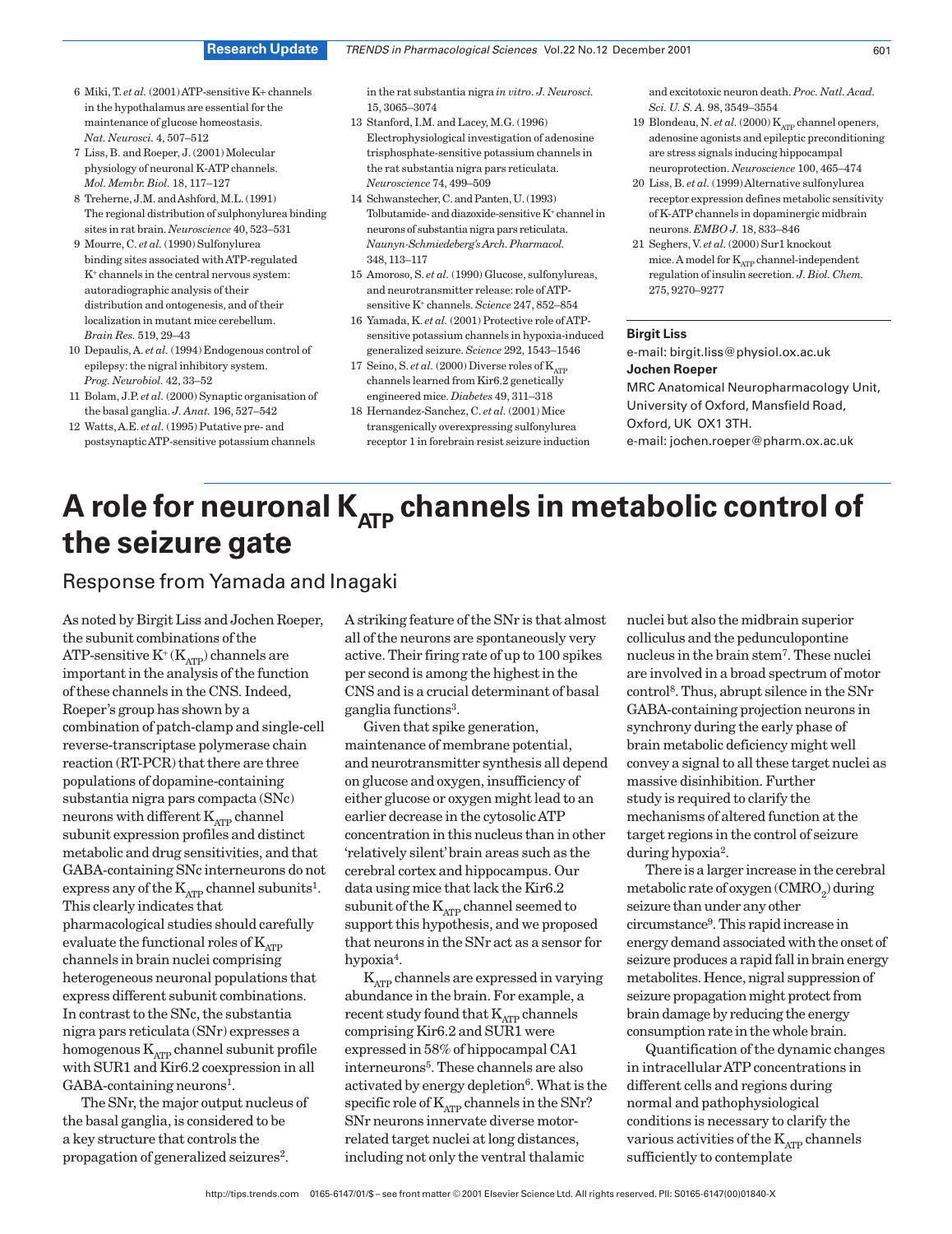6 Miki, T. *et al.* (2001) ATP-sensitive K+ channels in the hypothalamus are essential for the maintenance of glucose homeostasis. *Nat. Neurosci.* 4, 507–512

7 Liss, B. and Roeper, J. (2001) Molecular physiology of neuronal K-ATP channels. *Mol. Membr. Biol.* 18, 117–127

8 Treherne, J.M. and Ashford, M.L. (1991) The regional distribution of sulphonylurea binding sites in rat brain. *Neuroscience* 40, 523–531

9 Mourre, C. *et al.* (1990) Sulfonylurea binding sites associated with ATP-regulated $K^+$ channels in the central nervous system: autoradiographic analysis of their distribution and ontogenesis, and of their localization in mutant mice cerebellum. *Brain Res.* 519, 29–43

10 Depaulis, A. *et al.* (1994) Endogenous control of epilepsy: the nigral inhibitory system. *Prog. Neurobiol.* 42, 33–52

11 Bolam, J.P. *et al.* (2000) Synaptic organisation of the basal ganglia. *J. Anat.* 196, 527–542

12 Watts, A.E. *et al.* (1995) Putative pre- and postsynaptic ATP-sensitive potassium channels in the rat substantia nigra *in vitro*. *J. Neurosci.* 15, 3065–3074

13 Stanford, I.M. and Lacey, M.G. (1996) Electrophysiological investigation of adenosine trisphosphate-sensitive potassium channels in the rat substantia nigra pars reticulata. *Neuroscience* 74, 499–509

14 Schwanstecher, C. and Panten, U. (1993) Tolbutamide- and diazoxide-sensitive $K^+$ channel in neurons of substantia nigra pars reticulata. *Naunyn-Schmiedeberg's Arch. Pharmacol.* 348, 113–117

15 Amoroso, S. *et al.* (1990) Glucose, sulfonylureas, and neurotransmitter release: role of ATP-sensitive $K^+$ channels. *Science* 247, 852–854

16 Yamada, K. *et al.* (2001) Protective role of ATP-sensitive potassium channels in hypoxia-induced generalized seizure. *Science* 292, 1543–1546

17 Seino, S. *et al.* (2000) Diverse roles of $K_{ATP}$ channels learned from Kir6.2 genetically engineered mice. *Diabetes* 49, 311–318

18 Hernandez-Sanchez, C. *et al.* (2001) Mice transgenically overexpressing sulfonylurea receptor 1 in forebrain resist seizure induction and excitotoxic neuron death. *Proc. Natl. Acad. Sci. U. S. A.* 98, 3549–3554

19 Blondeau, N. *et al.* (2000) $K_{ATP}$ channel openers, adenosine agonists and epileptic preconditioning are stress signals inducing hippocampal neuroprotection. *Neuroscience* 100, 465–474

20 Liss, B. *et al.* (1999) Alternative sulfonylurea receptor expression defines metabolic sensitivity of K-ATP channels in dopaminergic midbrain neurons. *EMBO J.* 18, 833–846

21 Seghers, V. *et al.* (2000) Sur1 knockout mice. A model for $K_{ATP}$ channel-independent regulation of insulin secretion. *J. Biol. Chem.* 275, 9270–9277

**Birgit Liss**
e-mail: birgit.liss@physiol.ox.ac.uk
**Jochen Roeper**
MRC Anatomical Neuropharmacology Unit, University of Oxford, Mansfield Road, Oxford, UK OX1 3TH.
e-mail: jochen.roeper@pharm.ox.ac.uk

# A role for neuronal $K_{ATP}$ channels in metabolic control of the seizure gate

## Response from Yamada and Inagaki

As noted by Birgit Liss and Jochen Roeper, the subunit combinations of the ATP-sensitive $K^+$ ($K_{ATP}$) channels are important in the analysis of the function of these channels in the CNS. Indeed, Roeper's group has shown by a combination of patch-clamp and single-cell reverse-transcriptase polymerase chain reaction (RT-PCR) that there are three populations of dopamine-containing substantia nigra pars compacta (SNc) neurons with different $K_{ATP}$ channel subunit expression profiles and distinct metabolic and drug sensitivities, and that GABA-containing SNc interneurons do not express any of the $K_{ATP}$ channel subunits[1]. This clearly indicates that pharmacological studies should carefully evaluate the functional roles of $K_{ATP}$ channels in brain nuclei comprising heterogeneous neuronal populations that express different subunit combinations. In contrast to the SNc, the substantia nigra pars reticulata (SNr) expresses a homogenous $K_{ATP}$ channel subunit profile with SUR1 and Kir6.2 coexpression in all GABA-containing neurons[1].

The SNr, the major output nucleus of the basal ganglia, is considered to be a key structure that controls the propagation of generalized seizures[2]. A striking feature of the SNr is that almost all of the neurons are spontaneously very active. Their firing rate of up to 100 spikes per second is among the highest in the CNS and is a crucial determinant of basal ganglia functions[3].

Given that spike generation, maintenance of membrane potential, and neurotransmitter synthesis all depend on glucose and oxygen, insufficiency of either glucose or oxygen might lead to an earlier decrease in the cytosolic ATP concentration in this nucleus than in other 'relatively silent' brain areas such as the cerebral cortex and hippocampus. Our data using mice that lack the Kir6.2 subunit of the $K_{ATP}$ channel seemed to support this hypothesis, and we proposed that neurons in the SNr act as a sensor for hypoxia[4].

$K_{ATP}$ channels are expressed in varying abundance in the brain. For example, a recent study found that $K_{ATP}$ channels comprising Kir6.2 and SUR1 were expressed in 58% of hippocampal CA1 interneurons[5]. These channels are also activated by energy depletion[6]. What is the specific role of $K_{ATP}$ channels in the SNr? SNr neurons innervate diverse motor-related target nuclei at long distances, including not only the ventral thalamic nuclei but also the midbrain superior colliculus and the pedunculopontine nucleus in the brain stem[7]. These nuclei are involved in a broad spectrum of motor control[8]. Thus, abrupt silence in the SNr GABA-containing projection neurons in synchrony during the early phase of brain metabolic deficiency might well convey a signal to all these target nuclei as massive disinhibition. Further study is required to clarify the mechanisms of altered function at the target regions in the control of seizure during hypoxia[2].

There is a larger increase in the cerebral metabolic rate of oxygen ($CMRO_2$) during seizure than under any other circumstance[9]. This rapid increase in energy demand associated with the onset of seizure produces a rapid fall in brain energy metabolites. Hence, nigral suppression of seizure propagation might protect from brain damage by reducing the energy consumption rate in the whole brain.

Quantification of the dynamic changes in intracellular ATP concentrations in different cells and regions during normal and pathophysiological conditions is necessary to clarify the various activities of the $K_{ATP}$ channels sufficiently to contemplate